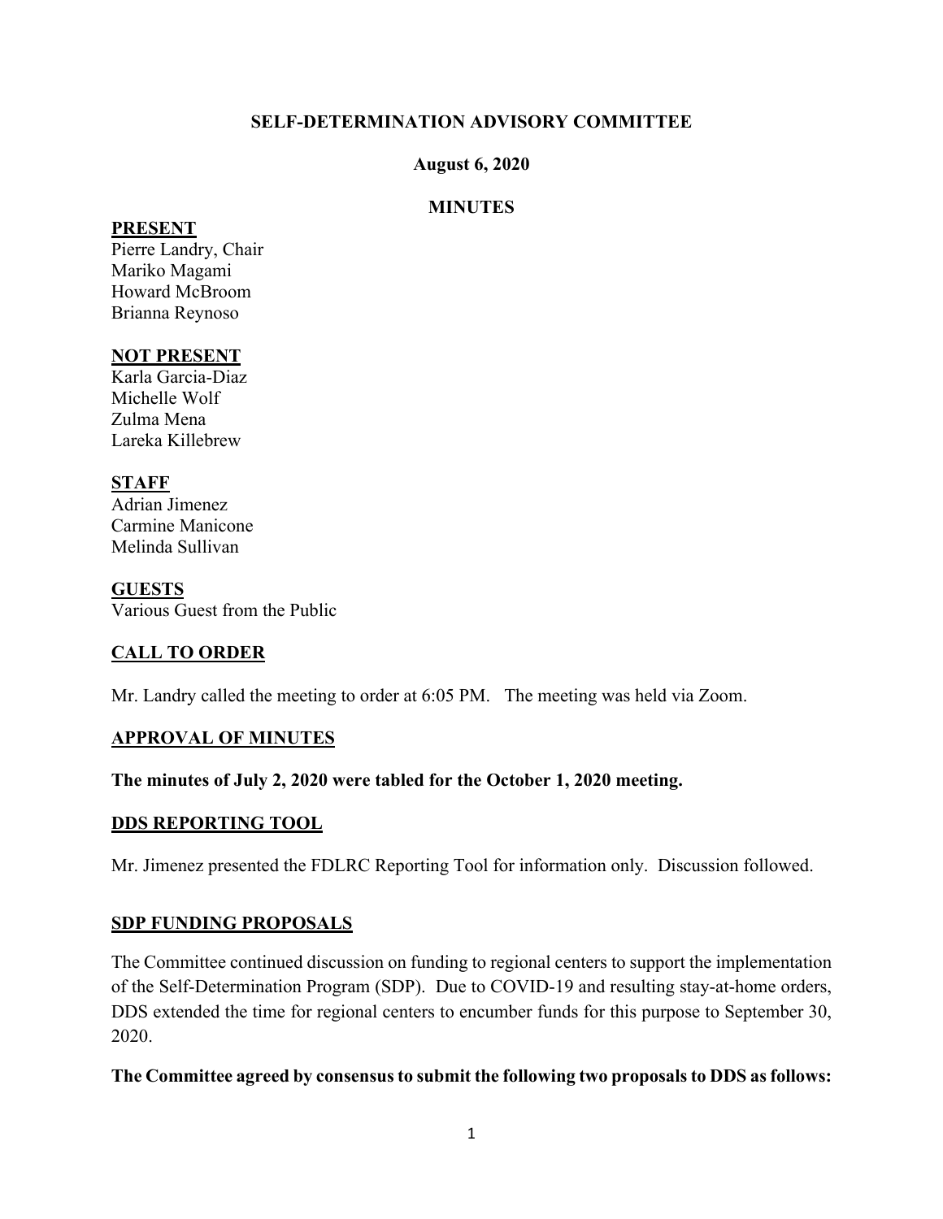# SELF-DETERMINATION ADVISORY COMMITTEE

**August 6, 2020**

**MINUTES**

## PRESENT

Pierre Landry, Chair
Mariko Magami
Howard McBroom
Brianna Reynoso

## NOT PRESENT

Karla Garcia-Diaz
Michelle Wolf
Zulma Mena
Lareka Killebrew

## STAFF

Adrian Jimenez
Carmine Manicone
Melinda Sullivan

## GUESTS

Various Guest from the Public

## CALL TO ORDER

Mr. Landry called the meeting to order at 6:05 PM. The meeting was held via Zoom.

## APPROVAL OF MINUTES

**The minutes of July 2, 2020 were tabled for the October 1, 2020 meeting.**

## DDS REPORTING TOOL

Mr. Jimenez presented the FDLRC Reporting Tool for information only. Discussion followed.

## SDP FUNDING PROPOSALS

The Committee continued discussion on funding to regional centers to support the implementation of the Self-Determination Program (SDP). Due to COVID-19 and resulting stay-at-home orders, DDS extended the time for regional centers to encumber funds for this purpose to September 30, 2020.

**The Committee agreed by consensus to submit the following two proposals to DDS as follows:**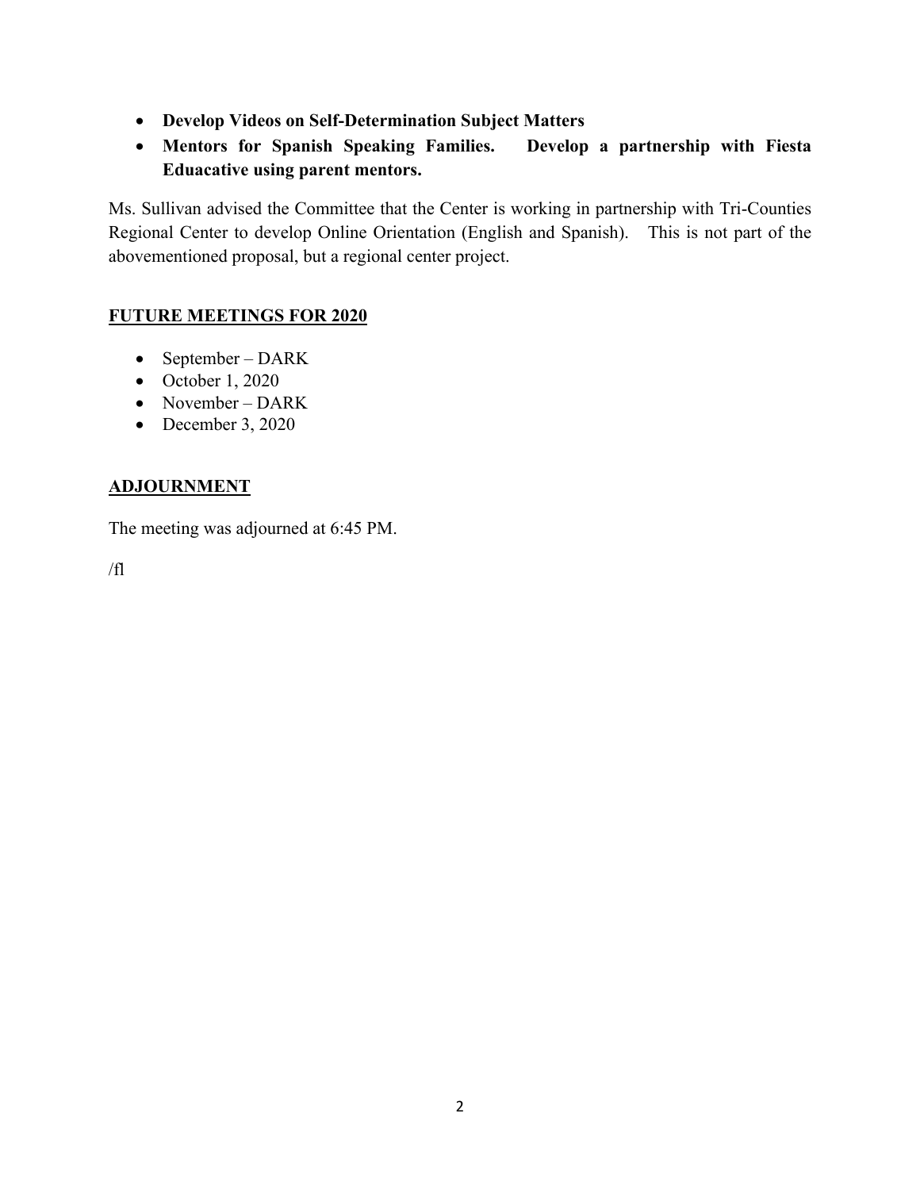- **Develop Videos on Self-Determination Subject Matters**
- **Mentors for Spanish Speaking Families. Develop a partnership with Fiesta Eduacative using parent mentors.**

Ms. Sullivan advised the Committee that the Center is working in partnership with Tri-Counties Regional Center to develop Online Orientation (English and Spanish). This is not part of the abovementioned proposal, but a regional center project.

## FUTURE MEETINGS FOR 2020

- September – DARK
- October 1, 2020
- November – DARK
- December 3, 2020

## ADJOURNMENT

The meeting was adjourned at 6:45 PM.

/fl